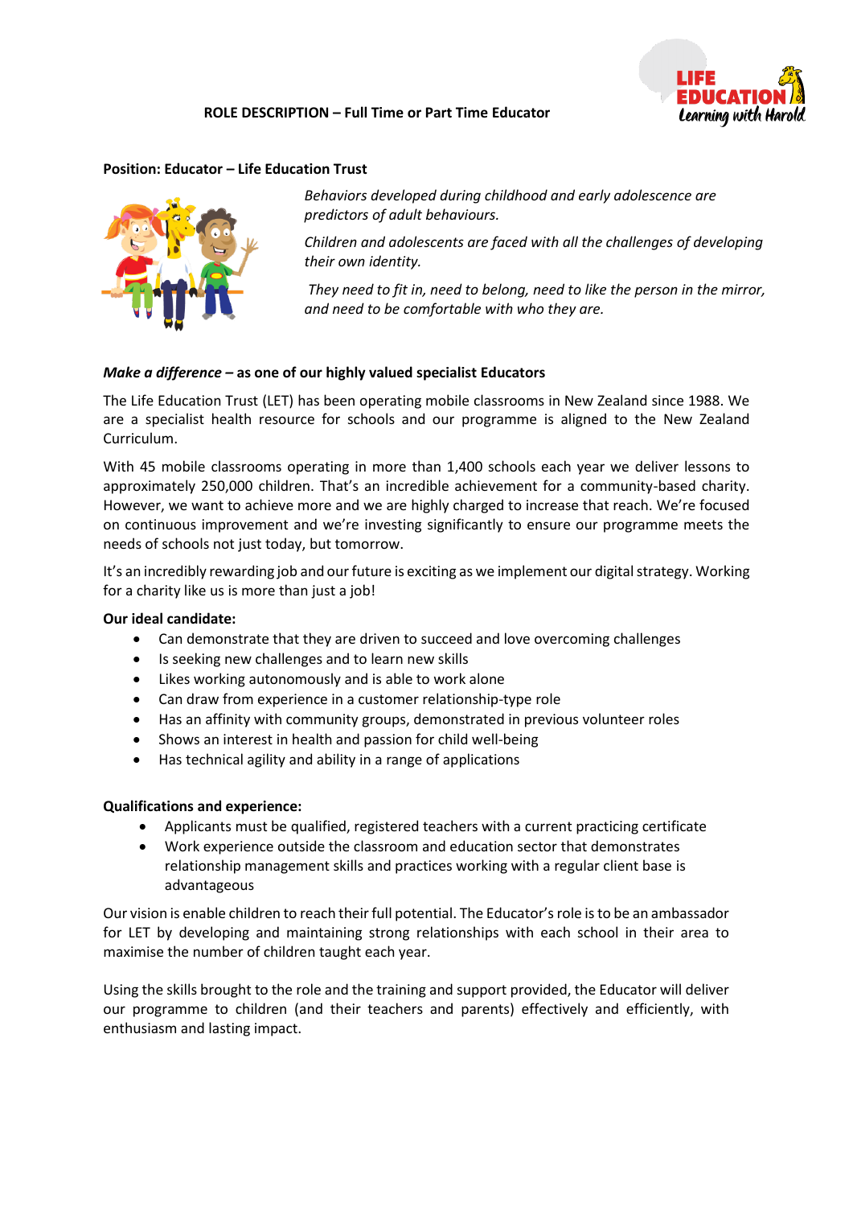# ROLE DESCRIPTION – Full Time or Part Time Educator

## Position: Educator – Life Education Trust

*Behaviors developed during childhood and early adolescence are predictors of adult behaviours.*

*Children and adolescents are faced with all the challenges of developing their own identity.*

*They need to fit in, need to belong, need to like the person in the mirror, and need to be comfortable with who they are.*

### *Make a difference* – as one of our highly valued specialist Educators

The Life Education Trust (LET) has been operating mobile classrooms in New Zealand since 1988. We are a specialist health resource for schools and our programme is aligned to the New Zealand Curriculum.

With 45 mobile classrooms operating in more than 1,400 schools each year we deliver lessons to approximately 250,000 children. That's an incredible achievement for a community-based charity. However, we want to achieve more and we are highly charged to increase that reach. We're focused on continuous improvement and we're investing significantly to ensure our programme meets the needs of schools not just today, but tomorrow.

It's an incredibly rewarding job and our future is exciting as we implement our digital strategy. Working for a charity like us is more than just a job!

**Our ideal candidate:**

- Can demonstrate that they are driven to succeed and love overcoming challenges
- Is seeking new challenges and to learn new skills
- Likes working autonomously and is able to work alone
- Can draw from experience in a customer relationship-type role
- Has an affinity with community groups, demonstrated in previous volunteer roles
- Shows an interest in health and passion for child well-being
- Has technical agility and ability in a range of applications

**Qualifications and experience:**

- Applicants must be qualified, registered teachers with a current practicing certificate
- Work experience outside the classroom and education sector that demonstrates relationship management skills and practices working with a regular client base is advantageous

Our vision is enable children to reach their full potential. The Educator's role is to be an ambassador for LET by developing and maintaining strong relationships with each school in their area to maximise the number of children taught each year.

Using the skills brought to the role and the training and support provided, the Educator will deliver our programme to children (and their teachers and parents) effectively and efficiently, with enthusiasm and lasting impact.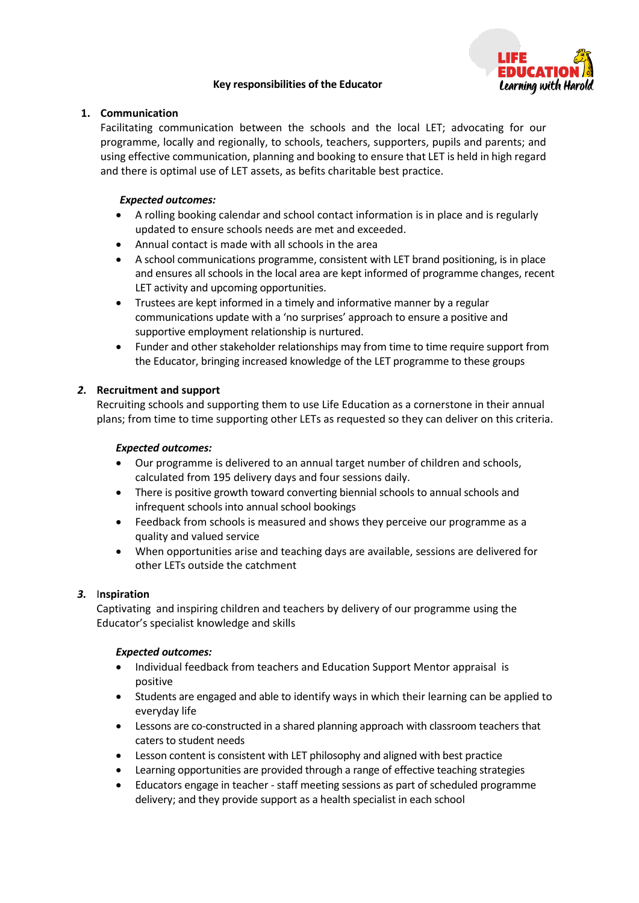**Key responsibilities of the Educator**

1. **Communication**

   Facilitating communication between the schools and the local LET; advocating for our programme, locally and regionally, to schools, teachers, supporters, pupils and parents; and using effective communication, planning and booking to ensure that LET is held in high regard and there is optimal use of LET assets, as befits charitable best practice.

   ***Expected outcomes:***

   - A rolling booking calendar and school contact information is in place and is regularly updated to ensure schools needs are met and exceeded.
   - Annual contact is made with all schools in the area
   - A school communications programme, consistent with LET brand positioning, is in place and ensures all schools in the local area are kept informed of programme changes, recent LET activity and upcoming opportunities.
   - Trustees are kept informed in a timely and informative manner by a regular communications update with a 'no surprises' approach to ensure a positive and supportive employment relationship is nurtured.
   - Funder and other stakeholder relationships may from time to time require support from the Educator, bringing increased knowledge of the LET programme to these groups

2. **Recruitment and support**

   Recruiting schools and supporting them to use Life Education as a cornerstone in their annual plans; from time to time supporting other LETs as requested so they can deliver on this criteria.

   ***Expected outcomes:***

   - Our programme is delivered to an annual target number of children and schools, calculated from 195 delivery days and four sessions daily.
   - There is positive growth toward converting biennial schools to annual schools and infrequent schools into annual school bookings
   - Feedback from schools is measured and shows they perceive our programme as a quality and valued service
   - When opportunities arise and teaching days are available, sessions are delivered for other LETs outside the catchment

3. **Inspiration**

   Captivating and inspiring children and teachers by delivery of our programme using the Educator's specialist knowledge and skills

   ***Expected outcomes:***

   - Individual feedback from teachers and Education Support Mentor appraisal is positive
   - Students are engaged and able to identify ways in which their learning can be applied to everyday life
   - Lessons are co-constructed in a shared planning approach with classroom teachers that caters to student needs
   - Lesson content is consistent with LET philosophy and aligned with best practice
   - Learning opportunities are provided through a range of effective teaching strategies
   - Educators engage in teacher - staff meeting sessions as part of scheduled programme delivery; and they provide support as a health specialist in each school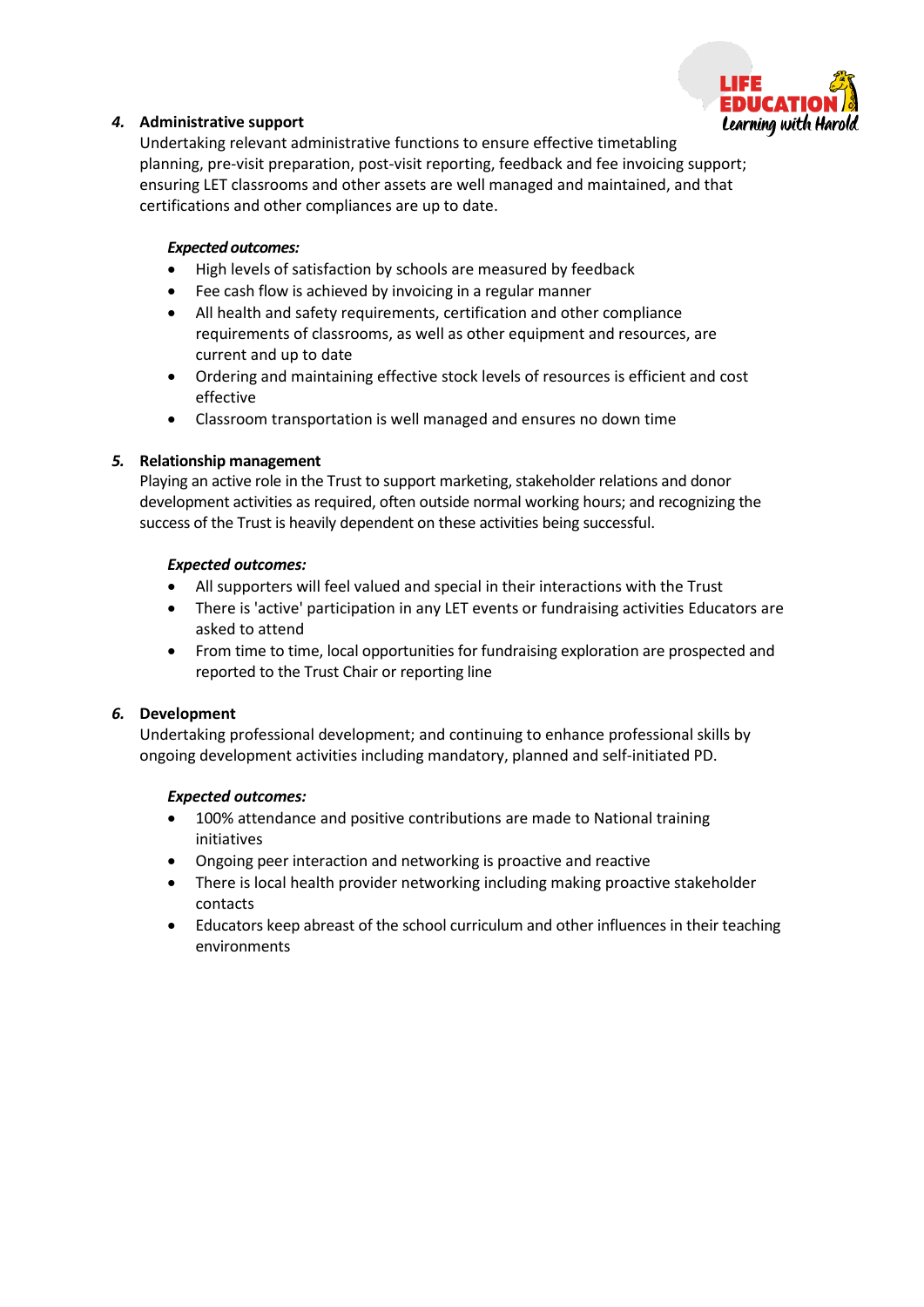**4. Administrative support**

Undertaking relevant administrative functions to ensure effective timetabling planning, pre-visit preparation, post-visit reporting, feedback and fee invoicing support; ensuring LET classrooms and other assets are well managed and maintained, and that certifications and other compliances are up to date.

*Expected outcomes:*

- High levels of satisfaction by schools are measured by feedback
- Fee cash flow is achieved by invoicing in a regular manner
- All health and safety requirements, certification and other compliance requirements of classrooms, as well as other equipment and resources, are current and up to date
- Ordering and maintaining effective stock levels of resources is efficient and cost effective
- Classroom transportation is well managed and ensures no down time

**5. Relationship management**

Playing an active role in the Trust to support marketing, stakeholder relations and donor development activities as required, often outside normal working hours; and recognizing the success of the Trust is heavily dependent on these activities being successful.

*Expected outcomes:*

- All supporters will feel valued and special in their interactions with the Trust
- There is 'active' participation in any LET events or fundraising activities Educators are asked to attend
- From time to time, local opportunities for fundraising exploration are prospected and reported to the Trust Chair or reporting line

**6. Development**

Undertaking professional development; and continuing to enhance professional skills by ongoing development activities including mandatory, planned and self-initiated PD.

*Expected outcomes:*

- 100% attendance and positive contributions are made to National training initiatives
- Ongoing peer interaction and networking is proactive and reactive
- There is local health provider networking including making proactive stakeholder contacts
- Educators keep abreast of the school curriculum and other influences in their teaching environments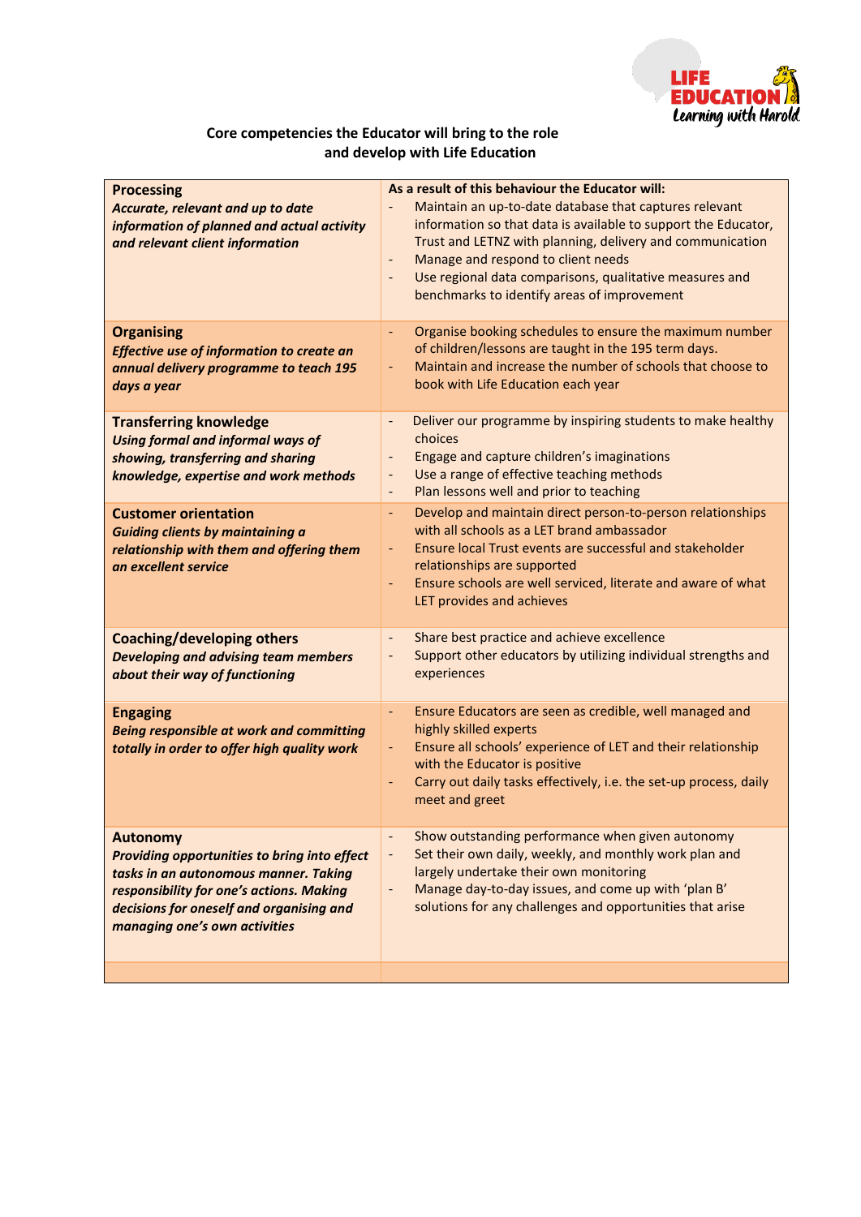## Core competencies the Educator will bring to the role and develop with Life Education

| | |
|---|---|
| **Processing**<br>***Accurate, relevant and up to date information of planned and actual activity and relevant client information*** | **As a result of this behaviour the Educator will:**<br>- Maintain an up-to-date database that captures relevant information so that data is available to support the Educator, Trust and LETNZ with planning, delivery and communication<br>- Manage and respond to client needs<br>- Use regional data comparisons, qualitative measures and benchmarks to identify areas of improvement |
| **Organising**<br>***Effective use of information to create an annual delivery programme to teach 195 days a year*** | - Organise booking schedules to ensure the maximum number of children/lessons are taught in the 195 term days.<br>- Maintain and increase the number of schools that choose to book with Life Education each year |
| **Transferring knowledge**<br>***Using formal and informal ways of showing, transferring and sharing knowledge, expertise and work methods*** | - Deliver our programme by inspiring students to make healthy choices<br>- Engage and capture children's imaginations<br>- Use a range of effective teaching methods<br>- Plan lessons well and prior to teaching |
| **Customer orientation**<br>***Guiding clients by maintaining a relationship with them and offering them an excellent service*** | - Develop and maintain direct person-to-person relationships with all schools as a LET brand ambassador<br>- Ensure local Trust events are successful and stakeholder relationships are supported<br>- Ensure schools are well serviced, literate and aware of what LET provides and achieves |
| **Coaching/developing others**<br>***Developing and advising team members about their way of functioning*** | - Share best practice and achieve excellence<br>- Support other educators by utilizing individual strengths and experiences |
| **Engaging**<br>***Being responsible at work and committing totally in order to offer high quality work*** | - Ensure Educators are seen as credible, well managed and highly skilled experts<br>- Ensure all schools' experience of LET and their relationship with the Educator is positive<br>- Carry out daily tasks effectively, i.e. the set-up process, daily meet and greet |
| **Autonomy**<br>***Providing opportunities to bring into effect tasks in an autonomous manner. Taking responsibility for one's actions. Making decisions for oneself and organising and managing one's own activities*** | - Show outstanding performance when given autonomy<br>- Set their own daily, weekly, and monthly work plan and largely undertake their own monitoring<br>- Manage day-to-day issues, and come up with 'plan B' solutions for any challenges and opportunities that arise |
| | |